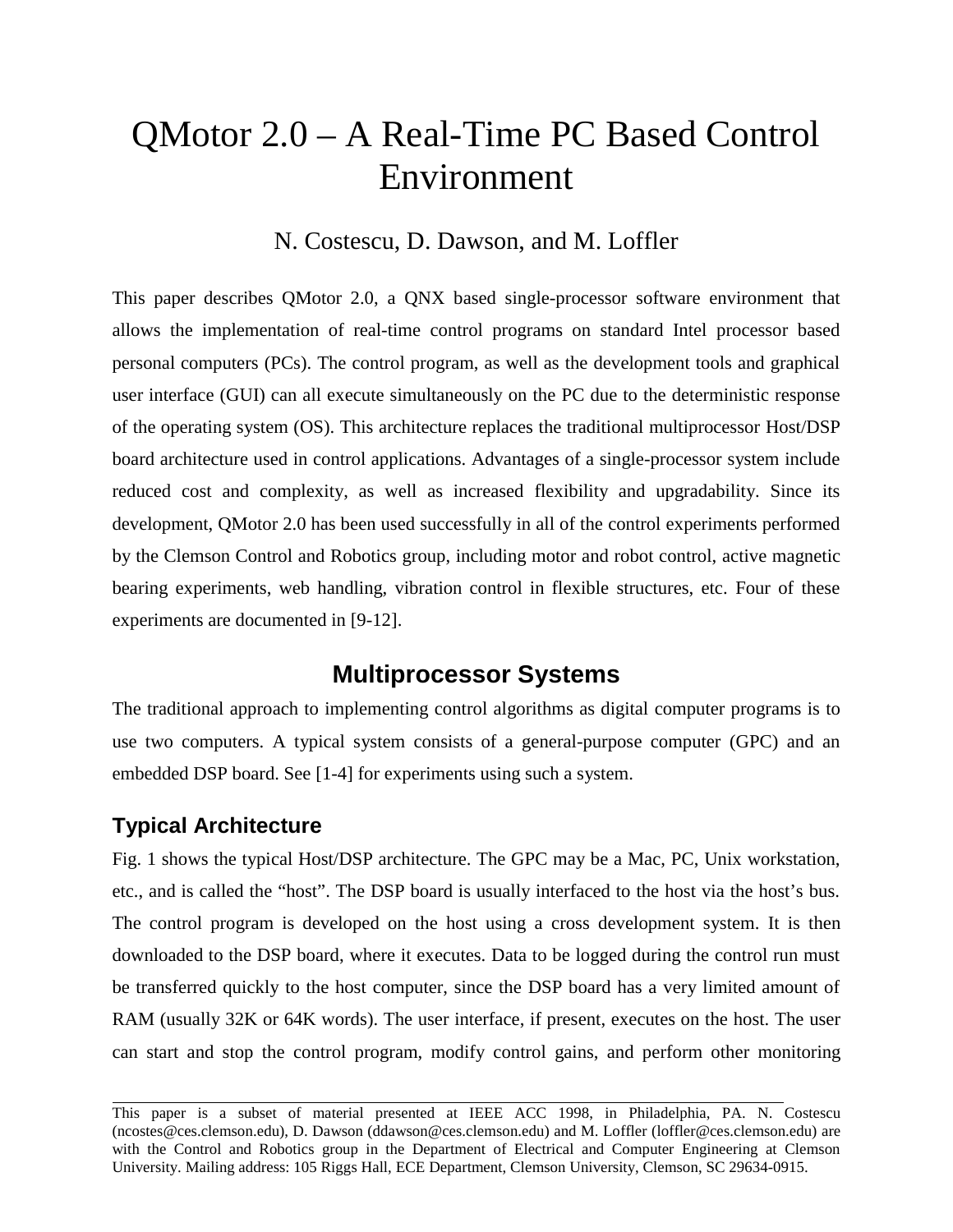# QMotor 2.0 – A Real-Time PC Based Control Environment

N. Costescu, D. Dawson, and M. Loffler

This paper describes QMotor 2.0, a QNX based single-processor software environment that allows the implementation of real-time control programs on standard Intel processor based personal computers (PCs). The control program, as well as the development tools and graphical user interface (GUI) can all execute simultaneously on the PC due to the deterministic response of the operating system (OS). This architecture replaces the traditional multiprocessor Host/DSP board architecture used in control applications. Advantages of a single-processor system include reduced cost and complexity, as well as increased flexibility and upgradability. Since its development, QMotor 2.0 has been used successfully in all of the control experiments performed by the Clemson Control and Robotics group, including motor and robot control, active magnetic bearing experiments, web handling, vibration control in flexible structures, etc. Four of these experiments are documented in [9-12].

## Multiprocessor Systems

The traditional approach to implementing control algorithms as digital computer programs is to use two computers. A typical system consists of a general-purpose computer (GPC) and an embedded DSP board. See [1-4] for experiments using such a system.

### Typical Architecture

Fig. 1 shows the typical Host/DSP architecture. The GPC may be a Mac, PC, Unix workstation, etc., and is called the "host". The DSP board is usually interfaced to the host via the host's bus. The control program is developed on the host using a cross development system. It is then downloaded to the DSP board, where it executes. Data to be logged during the control run must be transferred quickly to the host computer, since the DSP board has a very limited amount of RAM (usually 32K or 64K words). The user interface, if present, executes on the host. The user can start and stop the control program, modify control gains, and perform other monitoring

---

This paper is a subset of material presented at IEEE ACC 1998, in Philadelphia, PA. N. Costescu (ncostes@ces.clemson.edu), D. Dawson (ddawson@ces.clemson.edu) and M. Loffler (loffler@ces.clemson.edu) are with the Control and Robotics group in the Department of Electrical and Computer Engineering at Clemson University. Mailing address: 105 Riggs Hall, ECE Department, Clemson University, Clemson, SC 29634-0915.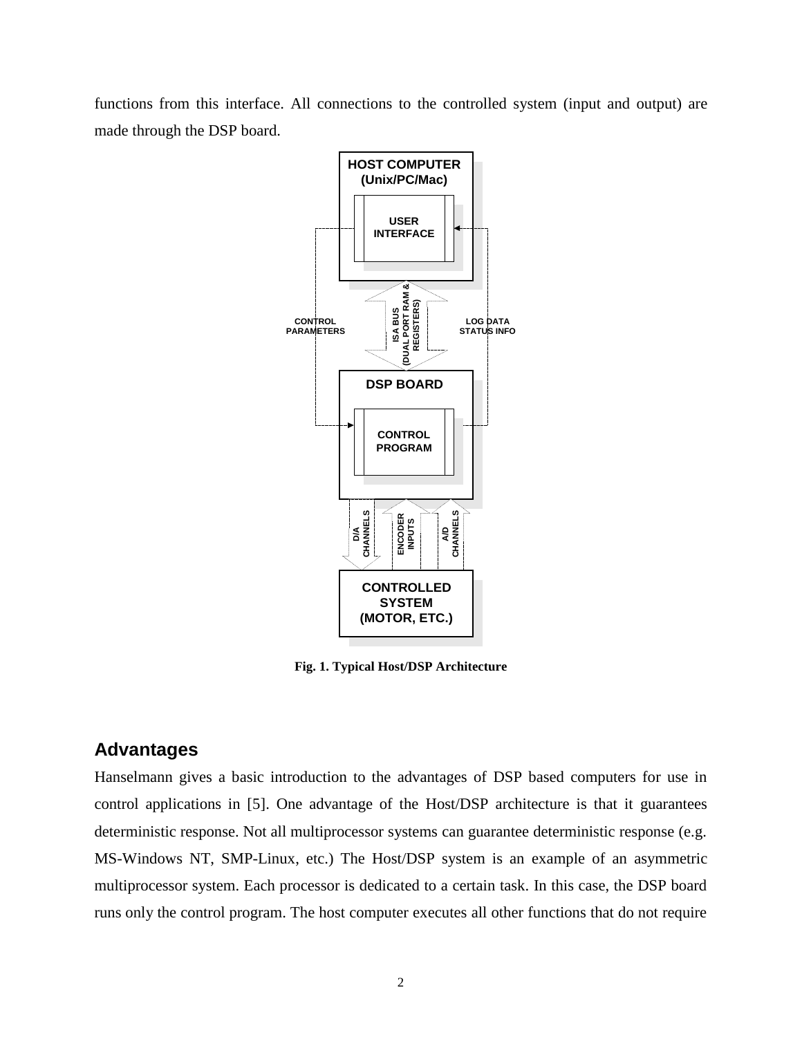functions from this interface. All connections to the controlled system (input and output) are made through the DSP board.

Fig. 1. Typical Host/DSP Architecture

## Advantages

Hanselmann gives a basic introduction to the advantages of DSP based computers for use in control applications in [5]. One advantage of the Host/DSP architecture is that it guarantees deterministic response. Not all multiprocessor systems can guarantee deterministic response (e.g. MS-Windows NT, SMP-Linux, etc.) The Host/DSP system is an example of an asymmetric multiprocessor system. Each processor is dedicated to a certain task. In this case, the DSP board runs only the control program. The host computer executes all other functions that do not require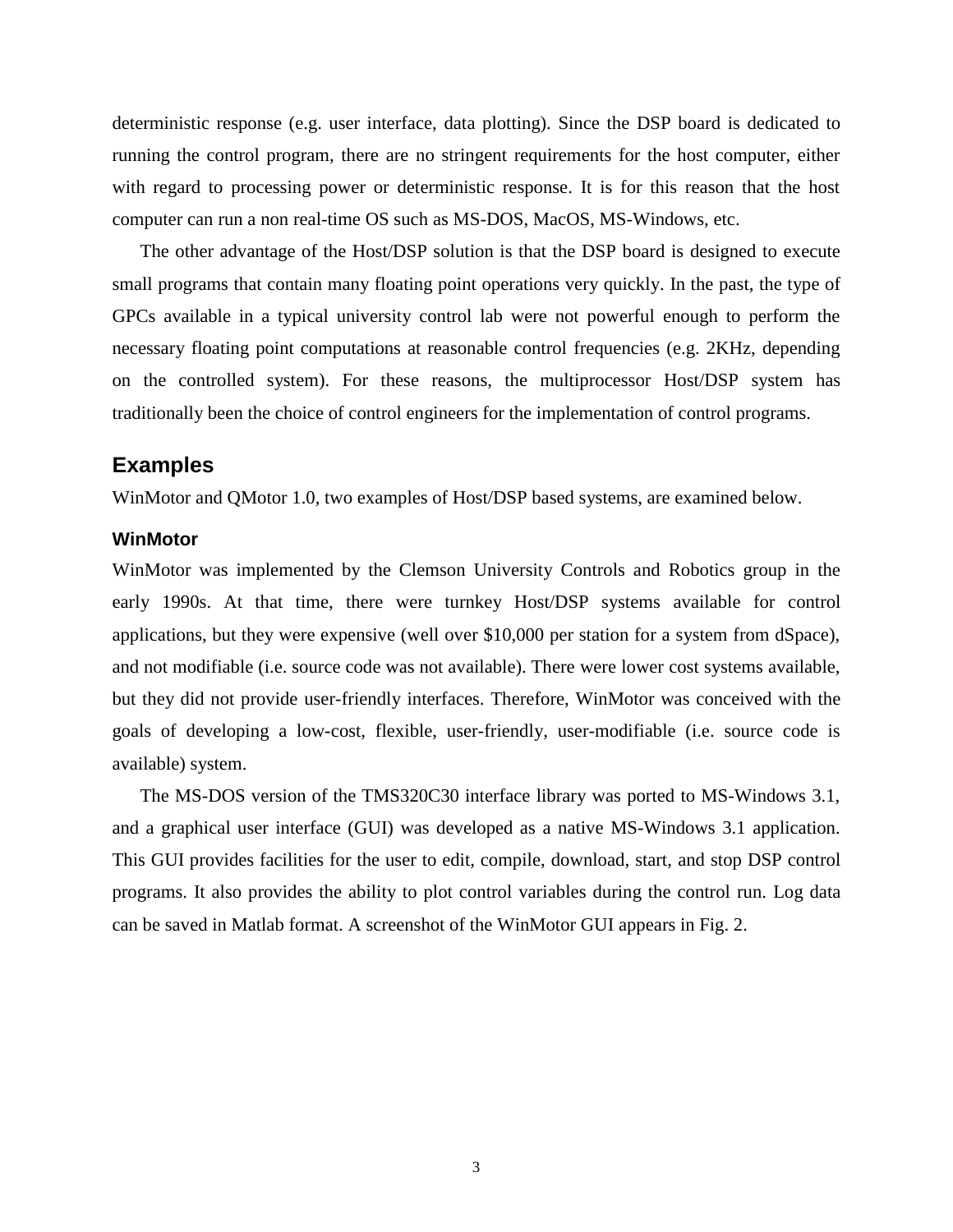deterministic response (e.g. user interface, data plotting). Since the DSP board is dedicated to running the control program, there are no stringent requirements for the host computer, either with regard to processing power or deterministic response. It is for this reason that the host computer can run a non real-time OS such as MS-DOS, MacOS, MS-Windows, etc.

The other advantage of the Host/DSP solution is that the DSP board is designed to execute small programs that contain many floating point operations very quickly. In the past, the type of GPCs available in a typical university control lab were not powerful enough to perform the necessary floating point computations at reasonable control frequencies (e.g. 2KHz, depending on the controlled system). For these reasons, the multiprocessor Host/DSP system has traditionally been the choice of control engineers for the implementation of control programs.

## Examples

WinMotor and QMotor 1.0, two examples of Host/DSP based systems, are examined below.

### WinMotor

WinMotor was implemented by the Clemson University Controls and Robotics group in the early 1990s. At that time, there were turnkey Host/DSP systems available for control applications, but they were expensive (well over $10,000 per station for a system from dSpace), and not modifiable (i.e. source code was not available). There were lower cost systems available, but they did not provide user-friendly interfaces. Therefore, WinMotor was conceived with the goals of developing a low-cost, flexible, user-friendly, user-modifiable (i.e. source code is available) system.

The MS-DOS version of the TMS320C30 interface library was ported to MS-Windows 3.1, and a graphical user interface (GUI) was developed as a native MS-Windows 3.1 application. This GUI provides facilities for the user to edit, compile, download, start, and stop DSP control programs. It also provides the ability to plot control variables during the control run. Log data can be saved in Matlab format. A screenshot of the WinMotor GUI appears in Fig. 2.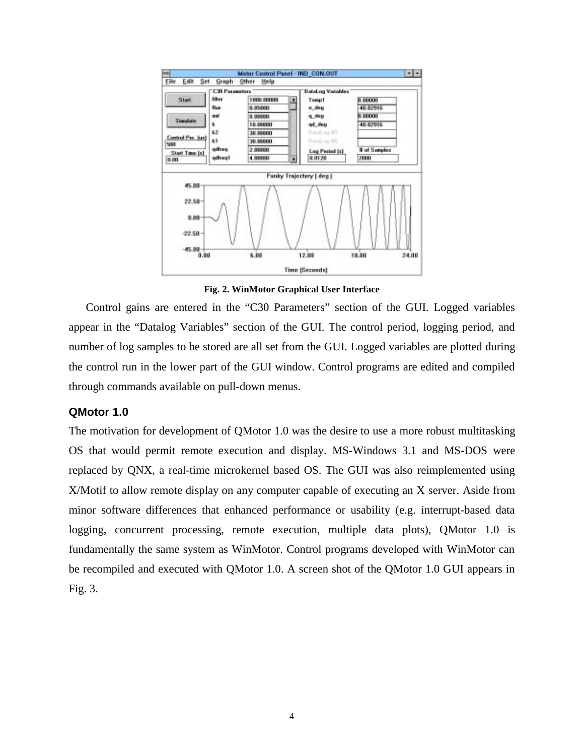Fig. 2. WinMotor Graphical User Interface

Control gains are entered in the “C30 Parameters” section of the GUI. Logged variables appear in the “Datalog Variables” section of the GUI. The control period, logging period, and number of log samples to be stored are all set from the GUI. Logged variables are plotted during the control run in the lower part of the GUI window. Control programs are edited and compiled through commands available on pull-down menus.

### QMotor 1.0

The motivation for development of QMotor 1.0 was the desire to use a more robust multitasking OS that would permit remote execution and display. MS-Windows 3.1 and MS-DOS were replaced by QNX, a real-time microkernel based OS. The GUI was also reimplemented using X/Motif to allow remote display on any computer capable of executing an X server. Aside from minor software differences that enhanced performance or usability (e.g. interrupt-based data logging, concurrent processing, remote execution, multiple data plots), QMotor 1.0 is fundamentally the same system as WinMotor. Control programs developed with WinMotor can be recompiled and executed with QMotor 1.0. A screen shot of the QMotor 1.0 GUI appears in Fig. 3.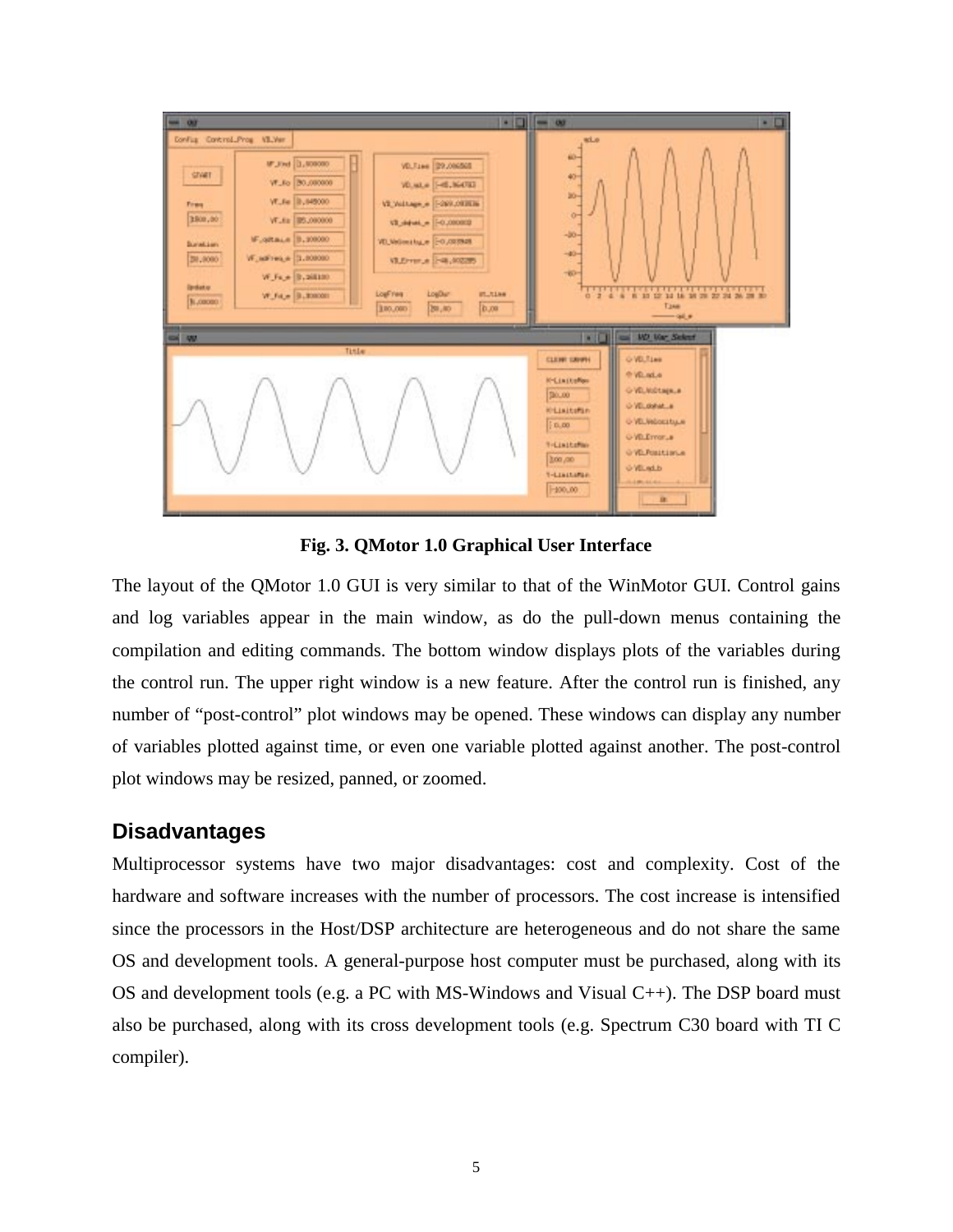**Fig. 3. QMotor 1.0 Graphical User Interface**

The layout of the QMotor 1.0 GUI is very similar to that of the WinMotor GUI. Control gains and log variables appear in the main window, as do the pull-down menus containing the compilation and editing commands. The bottom window displays plots of the variables during the control run. The upper right window is a new feature. After the control run is finished, any number of "post-control" plot windows may be opened. These windows can display any number of variables plotted against time, or even one variable plotted against another. The post-control plot windows may be resized, panned, or zoomed.

### Disadvantages

Multiprocessor systems have two major disadvantages: cost and complexity. Cost of the hardware and software increases with the number of processors. The cost increase is intensified since the processors in the Host/DSP architecture are heterogeneous and do not share the same OS and development tools. A general-purpose host computer must be purchased, along with its OS and development tools (e.g. a PC with MS-Windows and Visual C++). The DSP board must also be purchased, along with its cross development tools (e.g. Spectrum C30 board with TI C compiler).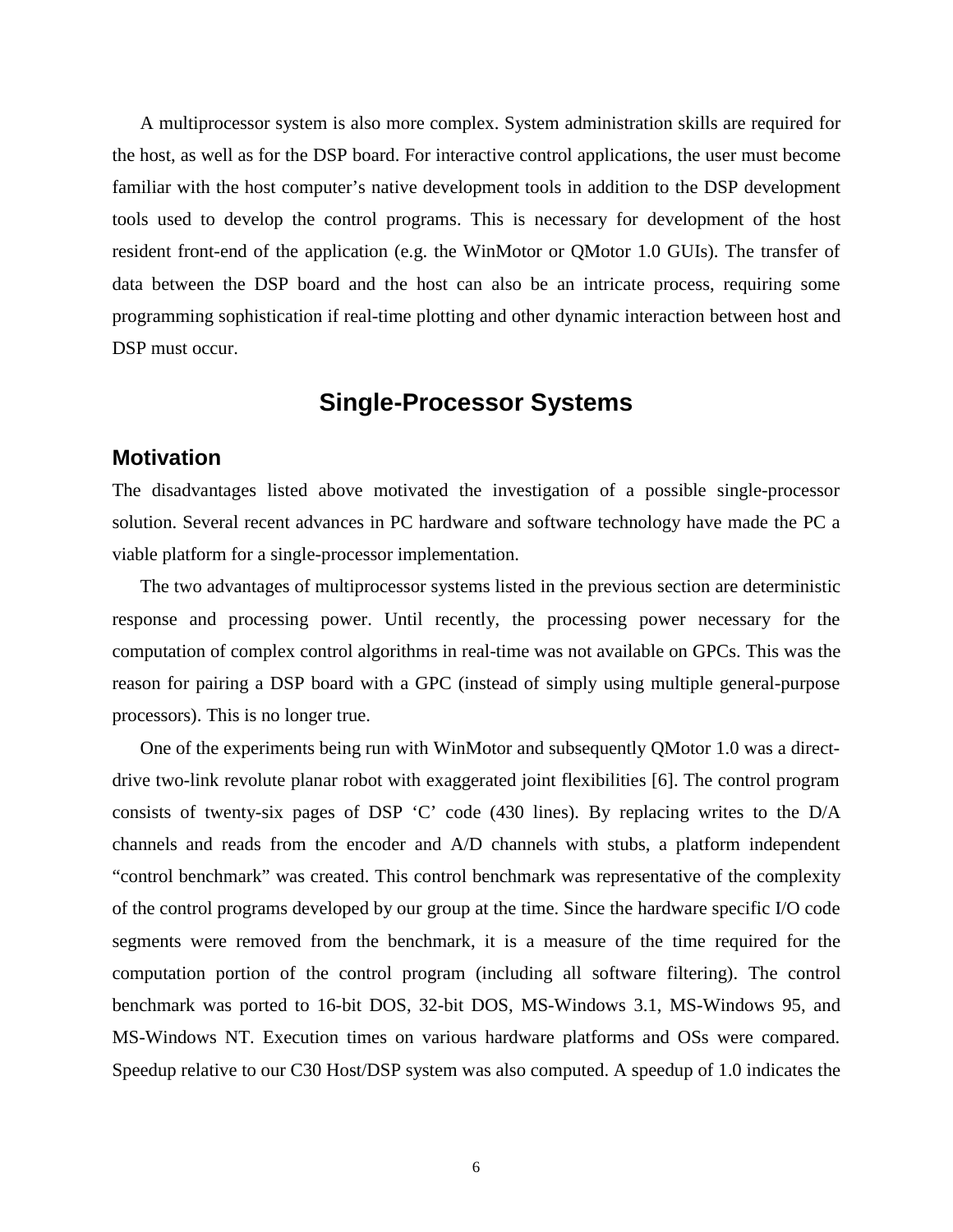A multiprocessor system is also more complex. System administration skills are required for the host, as well as for the DSP board. For interactive control applications, the user must become familiar with the host computer's native development tools in addition to the DSP development tools used to develop the control programs. This is necessary for development of the host resident front-end of the application (e.g. the WinMotor or QMotor 1.0 GUIs). The transfer of data between the DSP board and the host can also be an intricate process, requiring some programming sophistication if real-time plotting and other dynamic interaction between host and DSP must occur.

# Single-Processor Systems

## Motivation

The disadvantages listed above motivated the investigation of a possible single-processor solution. Several recent advances in PC hardware and software technology have made the PC a viable platform for a single-processor implementation.

The two advantages of multiprocessor systems listed in the previous section are deterministic response and processing power. Until recently, the processing power necessary for the computation of complex control algorithms in real-time was not available on GPCs. This was the reason for pairing a DSP board with a GPC (instead of simply using multiple general-purpose processors). This is no longer true.

One of the experiments being run with WinMotor and subsequently QMotor 1.0 was a direct-drive two-link revolute planar robot with exaggerated joint flexibilities [6]. The control program consists of twenty-six pages of DSP 'C' code (430 lines). By replacing writes to the D/A channels and reads from the encoder and A/D channels with stubs, a platform independent "control benchmark" was created. This control benchmark was representative of the complexity of the control programs developed by our group at the time. Since the hardware specific I/O code segments were removed from the benchmark, it is a measure of the time required for the computation portion of the control program (including all software filtering). The control benchmark was ported to 16-bit DOS, 32-bit DOS, MS-Windows 3.1, MS-Windows 95, and MS-Windows NT. Execution times on various hardware platforms and OSs were compared. Speedup relative to our C30 Host/DSP system was also computed. A speedup of 1.0 indicates the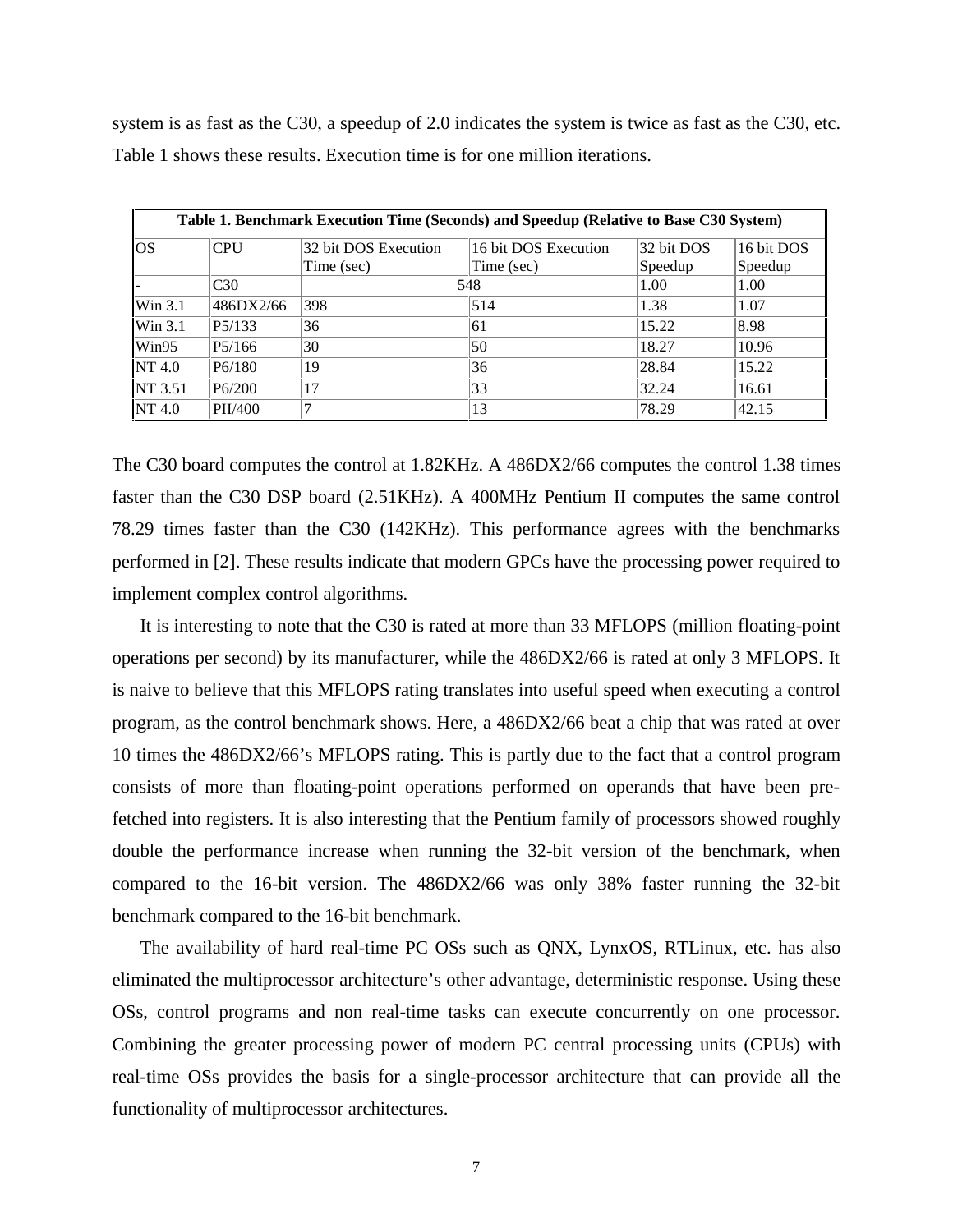system is as fast as the C30, a speedup of 2.0 indicates the system is twice as fast as the C30, etc. Table 1 shows these results. Execution time is for one million iterations.

**Table 1. Benchmark Execution Time (Seconds) and Speedup (Relative to Base C30 System)**

| OS | CPU | 32 bit DOS Execution Time (sec) | 16 bit DOS Execution Time (sec) | 32 bit DOS Speedup | 16 bit DOS Speedup |
|---|---|---|---|---|---|
| - | C30 | 548 | | 1.00 | 1.00 |
| Win 3.1 | 486DX2/66 | 398 | 514 | 1.38 | 1.07 |
| Win 3.1 | P5/133 | 36 | 61 | 15.22 | 8.98 |
| Win95 | P5/166 | 30 | 50 | 18.27 | 10.96 |
| NT 4.0 | P6/180 | 19 | 36 | 28.84 | 15.22 |
| NT 3.51 | P6/200 | 17 | 33 | 32.24 | 16.61 |
| NT 4.0 | PII/400 | 7 | 13 | 78.29 | 42.15 |

The C30 board computes the control at 1.82KHz. A 486DX2/66 computes the control 1.38 times faster than the C30 DSP board (2.51KHz). A 400MHz Pentium II computes the same control 78.29 times faster than the C30 (142KHz). This performance agrees with the benchmarks performed in [2]. These results indicate that modern GPCs have the processing power required to implement complex control algorithms.

It is interesting to note that the C30 is rated at more than 33 MFLOPS (million floating-point operations per second) by its manufacturer, while the 486DX2/66 is rated at only 3 MFLOPS. It is naive to believe that this MFLOPS rating translates into useful speed when executing a control program, as the control benchmark shows. Here, a 486DX2/66 beat a chip that was rated at over 10 times the 486DX2/66's MFLOPS rating. This is partly due to the fact that a control program consists of more than floating-point operations performed on operands that have been pre-fetched into registers. It is also interesting that the Pentium family of processors showed roughly double the performance increase when running the 32-bit version of the benchmark, when compared to the 16-bit version. The 486DX2/66 was only 38% faster running the 32-bit benchmark compared to the 16-bit benchmark.

The availability of hard real-time PC OSs such as QNX, LynxOS, RTLinux, etc. has also eliminated the multiprocessor architecture's other advantage, deterministic response. Using these OSs, control programs and non real-time tasks can execute concurrently on one processor. Combining the greater processing power of modern PC central processing units (CPUs) with real-time OSs provides the basis for a single-processor architecture that can provide all the functionality of multiprocessor architectures.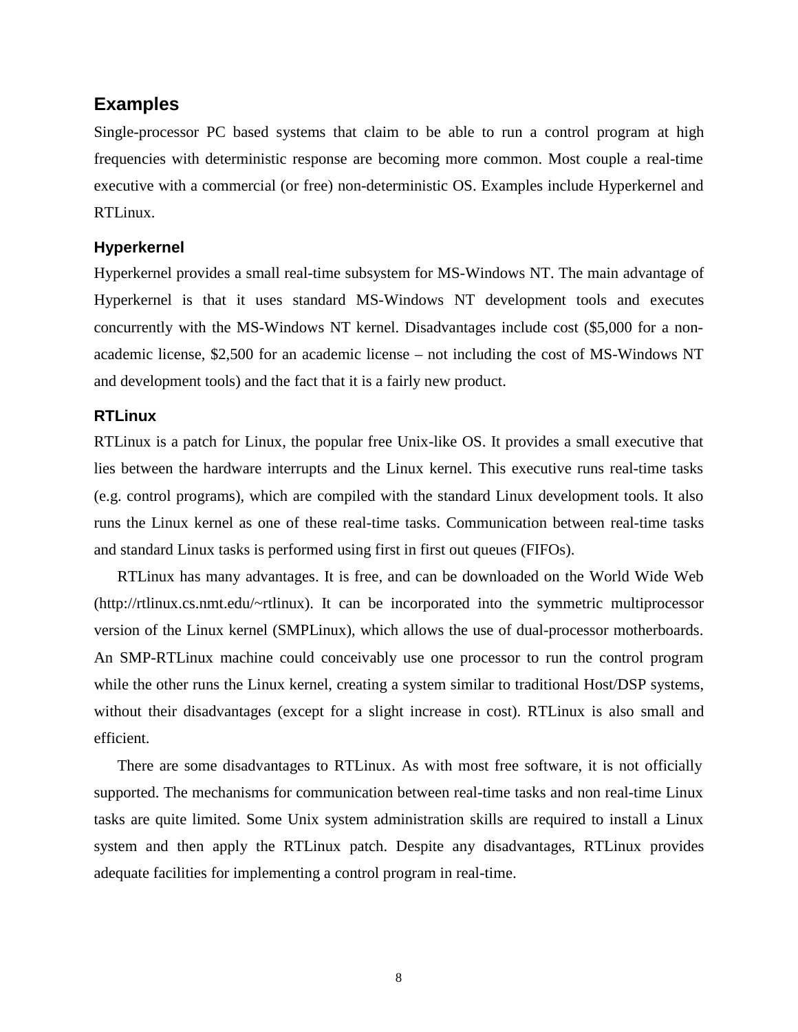## Examples

Single-processor PC based systems that claim to be able to run a control program at high frequencies with deterministic response are becoming more common. Most couple a real-time executive with a commercial (or free) non-deterministic OS. Examples include Hyperkernel and RTLinux.

### Hyperkernel

Hyperkernel provides a small real-time subsystem for MS-Windows NT. The main advantage of Hyperkernel is that it uses standard MS-Windows NT development tools and executes concurrently with the MS-Windows NT kernel. Disadvantages include cost ($5,000 for a non-academic license, $2,500 for an academic license – not including the cost of MS-Windows NT and development tools) and the fact that it is a fairly new product.

### RTLinux

RTLinux is a patch for Linux, the popular free Unix-like OS. It provides a small executive that lies between the hardware interrupts and the Linux kernel. This executive runs real-time tasks (e.g. control programs), which are compiled with the standard Linux development tools. It also runs the Linux kernel as one of these real-time tasks. Communication between real-time tasks and standard Linux tasks is performed using first in first out queues (FIFOs).

RTLinux has many advantages. It is free, and can be downloaded on the World Wide Web (http://rtlinux.cs.nmt.edu/~rtlinux). It can be incorporated into the symmetric multiprocessor version of the Linux kernel (SMPLinux), which allows the use of dual-processor motherboards. An SMP-RTLinux machine could conceivably use one processor to run the control program while the other runs the Linux kernel, creating a system similar to traditional Host/DSP systems, without their disadvantages (except for a slight increase in cost). RTLinux is also small and efficient.

There are some disadvantages to RTLinux. As with most free software, it is not officially supported. The mechanisms for communication between real-time tasks and non real-time Linux tasks are quite limited. Some Unix system administration skills are required to install a Linux system and then apply the RTLinux patch. Despite any disadvantages, RTLinux provides adequate facilities for implementing a control program in real-time.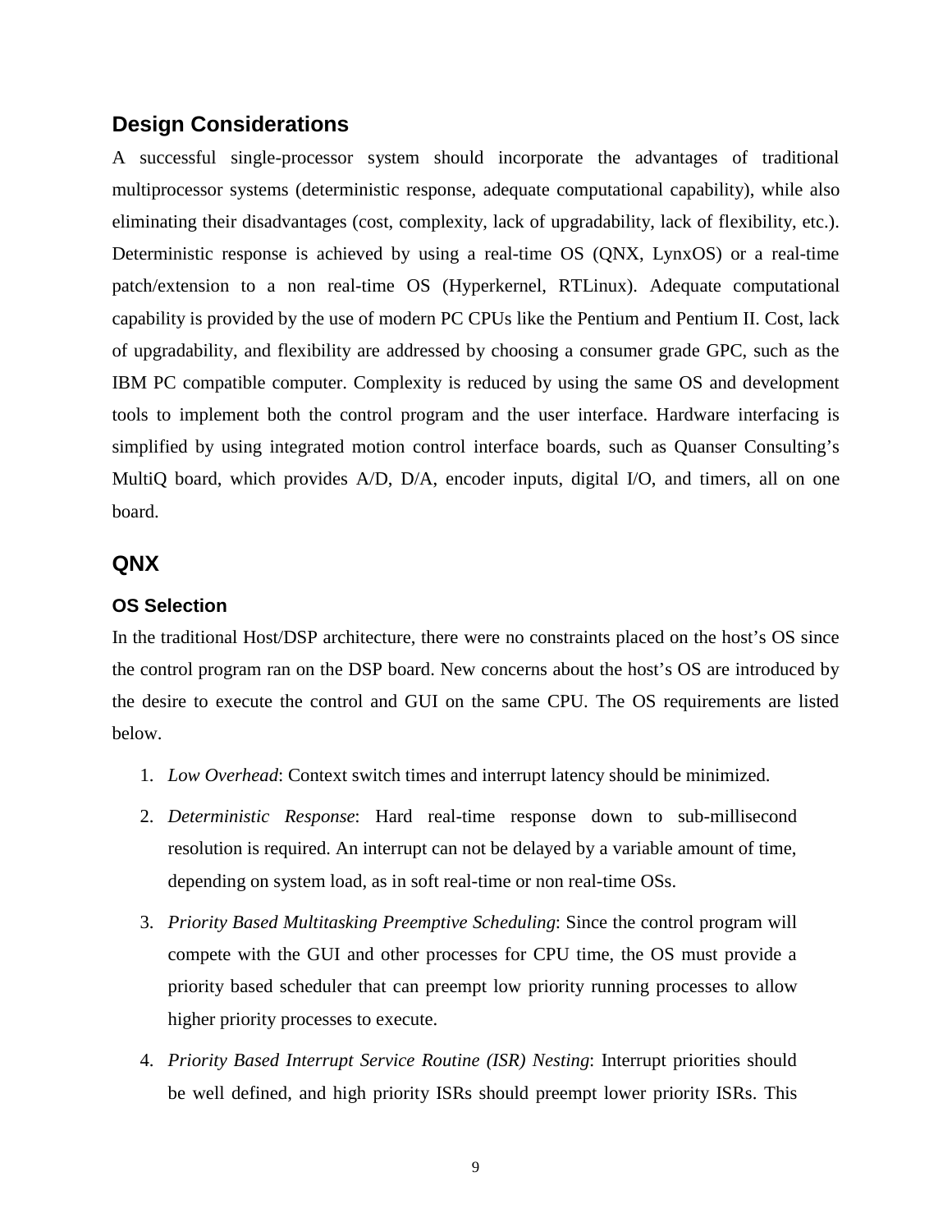## Design Considerations

A successful single-processor system should incorporate the advantages of traditional multiprocessor systems (deterministic response, adequate computational capability), while also eliminating their disadvantages (cost, complexity, lack of upgradability, lack of flexibility, etc.). Deterministic response is achieved by using a real-time OS (QNX, LynxOS) or a real-time patch/extension to a non real-time OS (Hyperkernel, RTLinux). Adequate computational capability is provided by the use of modern PC CPUs like the Pentium and Pentium II. Cost, lack of upgradability, and flexibility are addressed by choosing a consumer grade GPC, such as the IBM PC compatible computer. Complexity is reduced by using the same OS and development tools to implement both the control program and the user interface. Hardware interfacing is simplified by using integrated motion control interface boards, such as Quanser Consulting's MultiQ board, which provides A/D, D/A, encoder inputs, digital I/O, and timers, all on one board.

## QNX

### OS Selection

In the traditional Host/DSP architecture, there were no constraints placed on the host's OS since the control program ran on the DSP board. New concerns about the host's OS are introduced by the desire to execute the control and GUI on the same CPU. The OS requirements are listed below.

1. *Low Overhead*: Context switch times and interrupt latency should be minimized.
2. *Deterministic Response*: Hard real-time response down to sub-millisecond resolution is required. An interrupt can not be delayed by a variable amount of time, depending on system load, as in soft real-time or non real-time OSs.
3. *Priority Based Multitasking Preemptive Scheduling*: Since the control program will compete with the GUI and other processes for CPU time, the OS must provide a priority based scheduler that can preempt low priority running processes to allow higher priority processes to execute.
4. *Priority Based Interrupt Service Routine (ISR) Nesting*: Interrupt priorities should be well defined, and high priority ISRs should preempt lower priority ISRs. This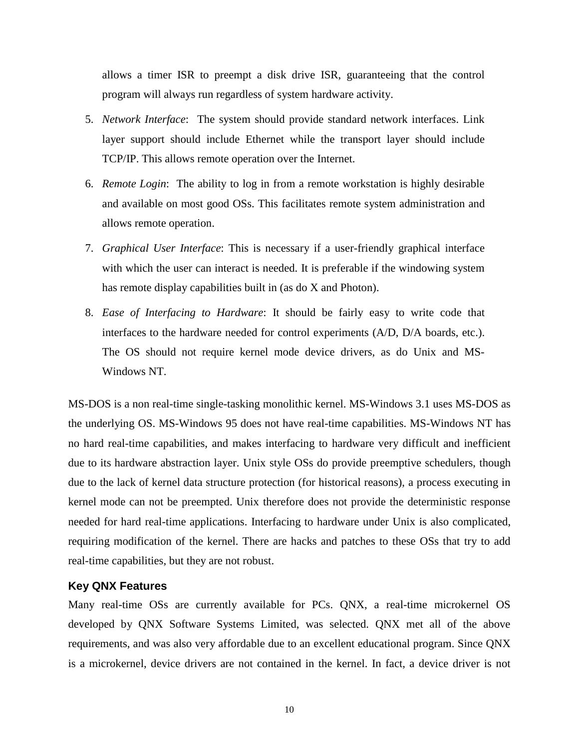allows a timer ISR to preempt a disk drive ISR, guaranteeing that the control program will always run regardless of system hardware activity.

5. *Network Interface*: The system should provide standard network interfaces. Link layer support should include Ethernet while the transport layer should include TCP/IP. This allows remote operation over the Internet.

6. *Remote Login*: The ability to log in from a remote workstation is highly desirable and available on most good OSs. This facilitates remote system administration and allows remote operation.

7. *Graphical User Interface*: This is necessary if a user-friendly graphical interface with which the user can interact is needed. It is preferable if the windowing system has remote display capabilities built in (as do X and Photon).

8. *Ease of Interfacing to Hardware*: It should be fairly easy to write code that interfaces to the hardware needed for control experiments (A/D, D/A boards, etc.). The OS should not require kernel mode device drivers, as do Unix and MS-Windows NT.

MS-DOS is a non real-time single-tasking monolithic kernel. MS-Windows 3.1 uses MS-DOS as the underlying OS. MS-Windows 95 does not have real-time capabilities. MS-Windows NT has no hard real-time capabilities, and makes interfacing to hardware very difficult and inefficient due to its hardware abstraction layer. Unix style OSs do provide preemptive schedulers, though due to the lack of kernel data structure protection (for historical reasons), a process executing in kernel mode can not be preempted. Unix therefore does not provide the deterministic response needed for hard real-time applications. Interfacing to hardware under Unix is also complicated, requiring modification of the kernel. There are hacks and patches to these OSs that try to add real-time capabilities, but they are not robust.

### Key QNX Features

Many real-time OSs are currently available for PCs. QNX, a real-time microkernel OS developed by QNX Software Systems Limited, was selected. QNX met all of the above requirements, and was also very affordable due to an excellent educational program. Since QNX is a microkernel, device drivers are not contained in the kernel. In fact, a device driver is not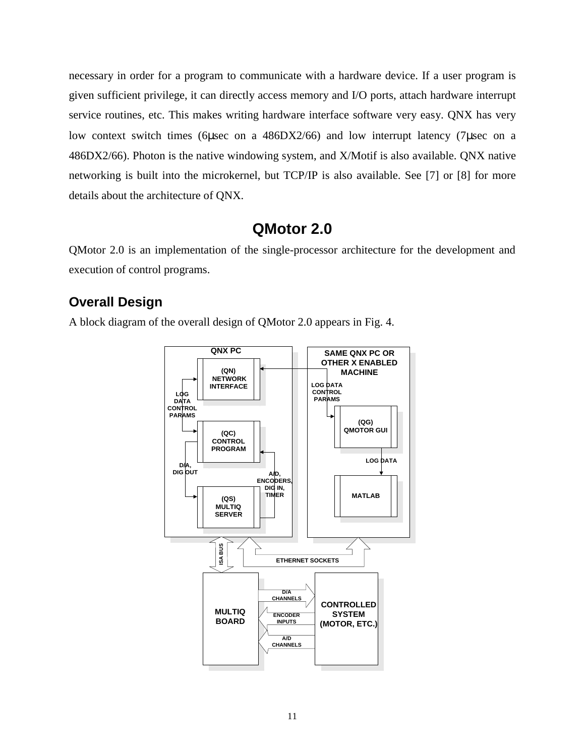necessary in order for a program to communicate with a hardware device. If a user program is given sufficient privilege, it can directly access memory and I/O ports, attach hardware interrupt service routines, etc. This makes writing hardware interface software very easy. QNX has very low context switch times (6μsec on a 486DX2/66) and low interrupt latency (7μsec on a 486DX2/66). Photon is the native windowing system, and X/Motif is also available. QNX native networking is built into the microkernel, but TCP/IP is also available. See [7] or [8] for more details about the architecture of QNX.

# QMotor 2.0

QMotor 2.0 is an implementation of the single-processor architecture for the development and execution of control programs.

## Overall Design

A block diagram of the overall design of QMotor 2.0 appears in Fig. 4.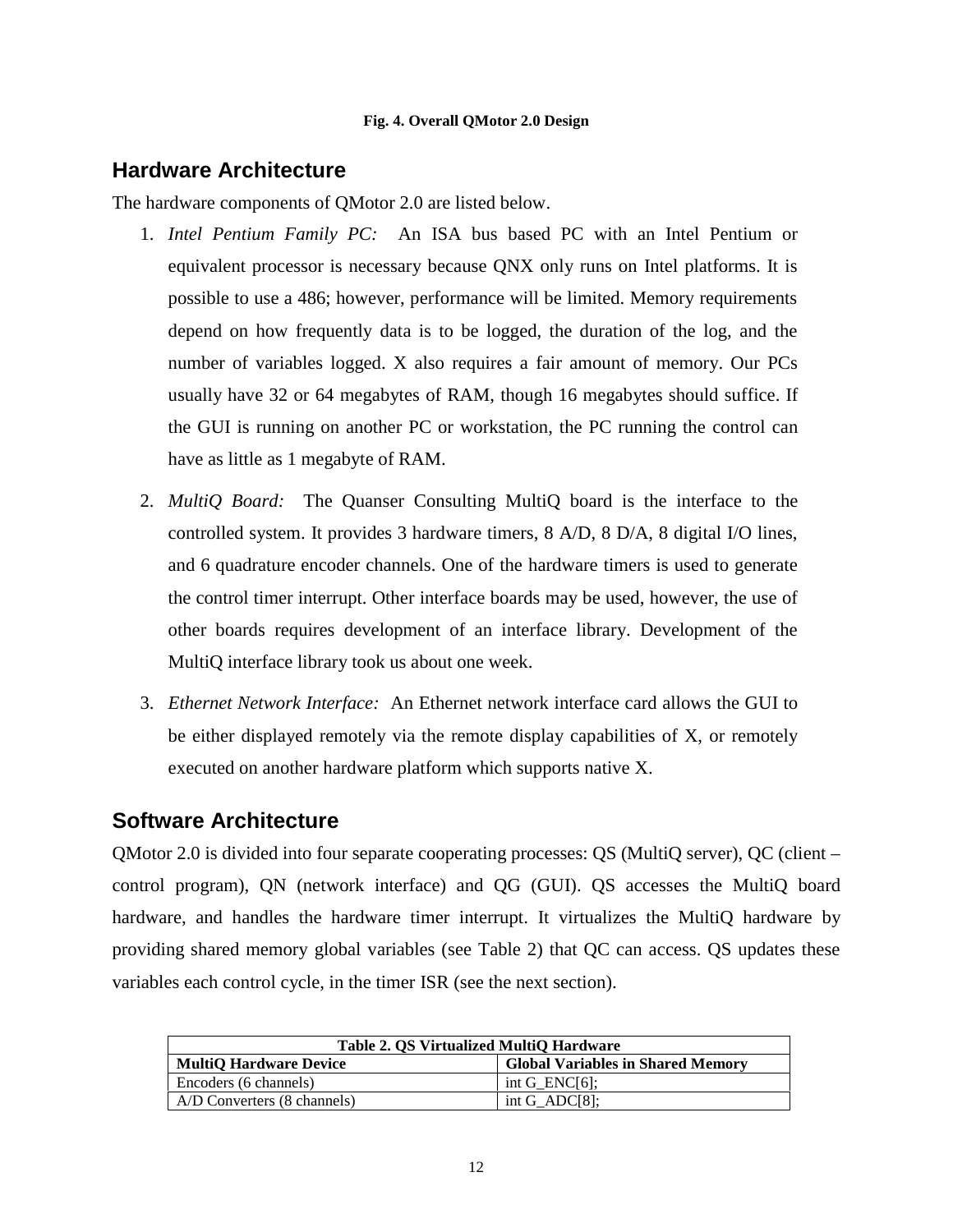**Fig. 4. Overall QMotor 2.0 Design**

## Hardware Architecture

The hardware components of QMotor 2.0 are listed below.

1. *Intel Pentium Family PC:* An ISA bus based PC with an Intel Pentium or equivalent processor is necessary because QNX only runs on Intel platforms. It is possible to use a 486; however, performance will be limited. Memory requirements depend on how frequently data is to be logged, the duration of the log, and the number of variables logged. X also requires a fair amount of memory. Our PCs usually have 32 or 64 megabytes of RAM, though 16 megabytes should suffice. If the GUI is running on another PC or workstation, the PC running the control can have as little as 1 megabyte of RAM.

2. *MultiQ Board:* The Quanser Consulting MultiQ board is the interface to the controlled system. It provides 3 hardware timers, 8 A/D, 8 D/A, 8 digital I/O lines, and 6 quadrature encoder channels. One of the hardware timers is used to generate the control timer interrupt. Other interface boards may be used, however, the use of other boards requires development of an interface library. Development of the MultiQ interface library took us about one week.

3. *Ethernet Network Interface:* An Ethernet network interface card allows the GUI to be either displayed remotely via the remote display capabilities of X, or remotely executed on another hardware platform which supports native X.

## Software Architecture

QMotor 2.0 is divided into four separate cooperating processes: QS (MultiQ server), QC (client – control program), QN (network interface) and QG (GUI). QS accesses the MultiQ board hardware, and handles the hardware timer interrupt. It virtualizes the MultiQ hardware by providing shared memory global variables (see Table 2) that QC can access. QS updates these variables each control cycle, in the timer ISR (see the next section).

**Table 2. QS Virtualized MultiQ Hardware**

| MultiQ Hardware Device | Global Variables in Shared Memory |
|---|---|
| Encoders (6 channels) | int G_ENC[6]; |
| A/D Converters (8 channels) | int G_ADC[8]; |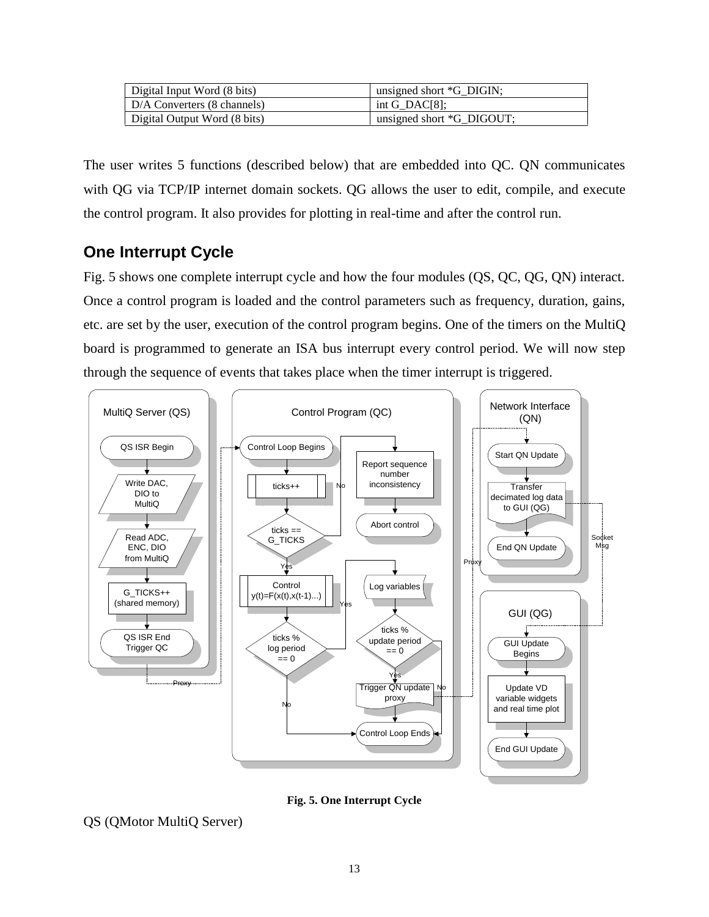| Digital Input Word (8 bits) | unsigned short *G_DIGIN; |
|---|---|
| D/A Converters (8 channels) | int G_DAC[8]; |
| Digital Output Word (8 bits) | unsigned short *G_DIGOUT; |

The user writes 5 functions (described below) that are embedded into QC. QN communicates with QG via TCP/IP internet domain sockets. QG allows the user to edit, compile, and execute the control program. It also provides for plotting in real-time and after the control run.

## One Interrupt Cycle

Fig. 5 shows one complete interrupt cycle and how the four modules (QS, QC, QG, QN) interact. Once a control program is loaded and the control parameters such as frequency, duration, gains, etc. are set by the user, execution of the control program begins. One of the timers on the MultiQ board is programmed to generate an ISA bus interrupt every control period. We will now step through the sequence of events that takes place when the timer interrupt is triggered.

**Fig. 5. One Interrupt Cycle**

QS (QMotor MultiQ Server)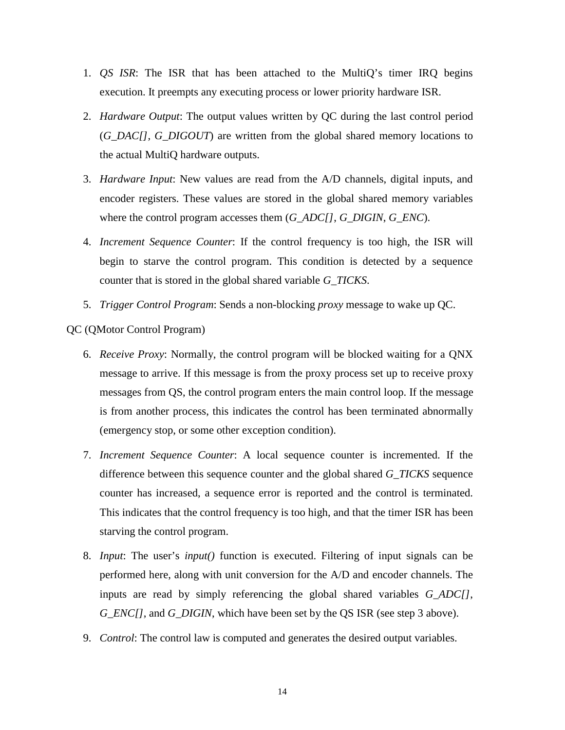1. *QS ISR*: The ISR that has been attached to the MultiQ's timer IRQ begins execution. It preempts any executing process or lower priority hardware ISR.

2. *Hardware Output*: The output values written by QC during the last control period (*G_DAC[]*, *G_DIGOUT*) are written from the global shared memory locations to the actual MultiQ hardware outputs.

3. *Hardware Input*: New values are read from the A/D channels, digital inputs, and encoder registers. These values are stored in the global shared memory variables where the control program accesses them (*G_ADC[]*, *G_DIGIN*, *G_ENC*).

4. *Increment Sequence Counter*: If the control frequency is too high, the ISR will begin to starve the control program. This condition is detected by a sequence counter that is stored in the global shared variable *G_TICKS*.

5. *Trigger Control Program*: Sends a non-blocking *proxy* message to wake up QC.

QC (QMotor Control Program)

6. *Receive Proxy*: Normally, the control program will be blocked waiting for a QNX message to arrive. If this message is from the proxy process set up to receive proxy messages from QS, the control program enters the main control loop. If the message is from another process, this indicates the control has been terminated abnormally (emergency stop, or some other exception condition).

7. *Increment Sequence Counter*: A local sequence counter is incremented. If the difference between this sequence counter and the global shared *G_TICKS* sequence counter has increased, a sequence error is reported and the control is terminated. This indicates that the control frequency is too high, and that the timer ISR has been starving the control program.

8. *Input*: The user's *input()* function is executed. Filtering of input signals can be performed here, along with unit conversion for the A/D and encoder channels. The inputs are read by simply referencing the global shared variables *G_ADC[]*, *G_ENC[]*, and *G_DIGIN*, which have been set by the QS ISR (see step 3 above).

9. *Control*: The control law is computed and generates the desired output variables.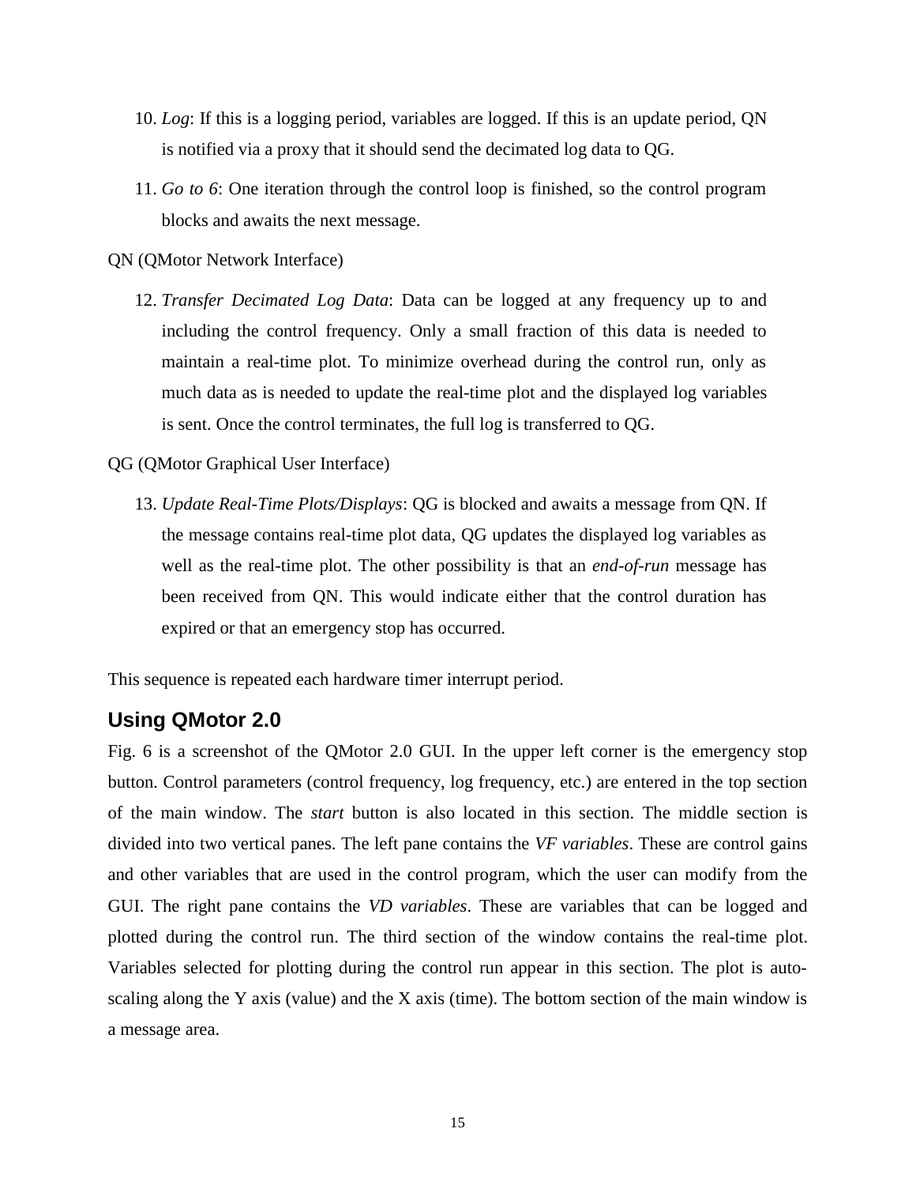10. *Log*: If this is a logging period, variables are logged. If this is an update period, QN is notified via a proxy that it should send the decimated log data to QG.

11. *Go to 6*: One iteration through the control loop is finished, so the control program blocks and awaits the next message.

QN (QMotor Network Interface)

12. *Transfer Decimated Log Data*: Data can be logged at any frequency up to and including the control frequency. Only a small fraction of this data is needed to maintain a real-time plot. To minimize overhead during the control run, only as much data as is needed to update the real-time plot and the displayed log variables is sent. Once the control terminates, the full log is transferred to QG.

QG (QMotor Graphical User Interface)

13. *Update Real-Time Plots/Displays*: QG is blocked and awaits a message from QN. If the message contains real-time plot data, QG updates the displayed log variables as well as the real-time plot. The other possibility is that an *end-of-run* message has been received from QN. This would indicate either that the control duration has expired or that an emergency stop has occurred.

This sequence is repeated each hardware timer interrupt period.

## Using QMotor 2.0

Fig. 6 is a screenshot of the QMotor 2.0 GUI. In the upper left corner is the emergency stop button. Control parameters (control frequency, log frequency, etc.) are entered in the top section of the main window. The *start* button is also located in this section. The middle section is divided into two vertical panes. The left pane contains the *VF variables*. These are control gains and other variables that are used in the control program, which the user can modify from the GUI. The right pane contains the *VD variables*. These are variables that can be logged and plotted during the control run. The third section of the window contains the real-time plot. Variables selected for plotting during the control run appear in this section. The plot is auto-scaling along the Y axis (value) and the X axis (time). The bottom section of the main window is a message area.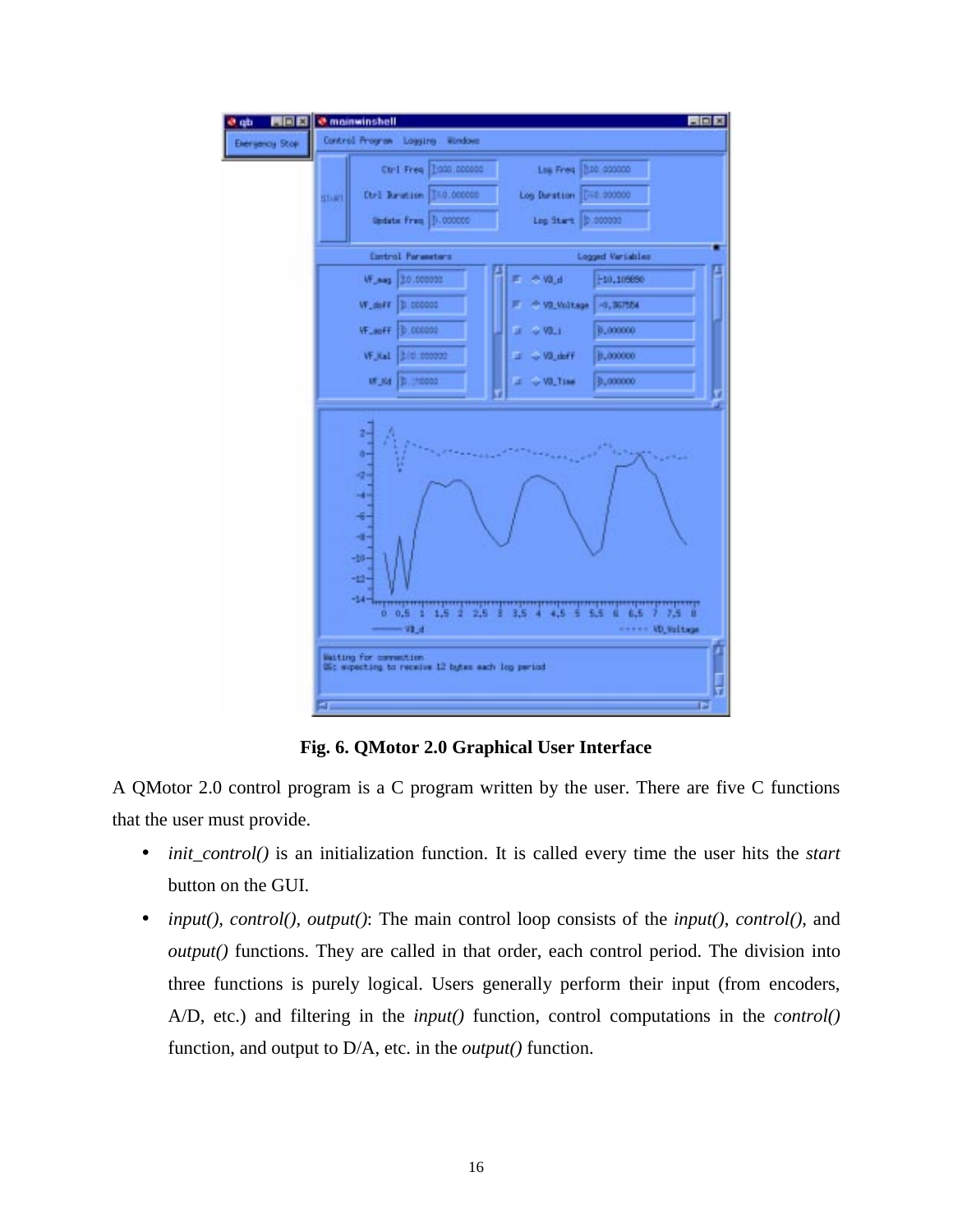**Fig. 6. QMotor 2.0 Graphical User Interface**

A QMotor 2.0 control program is a C program written by the user. There are five C functions that the user must provide.

- *init_control()* is an initialization function. It is called every time the user hits the *start* button on the GUI.
- *input(), control(), output()*: The main control loop consists of the *input()*, *control()*, and *output()* functions. They are called in that order, each control period. The division into three functions is purely logical. Users generally perform their input (from encoders, A/D, etc.) and filtering in the *input()* function, control computations in the *control()* function, and output to D/A, etc. in the *output()* function.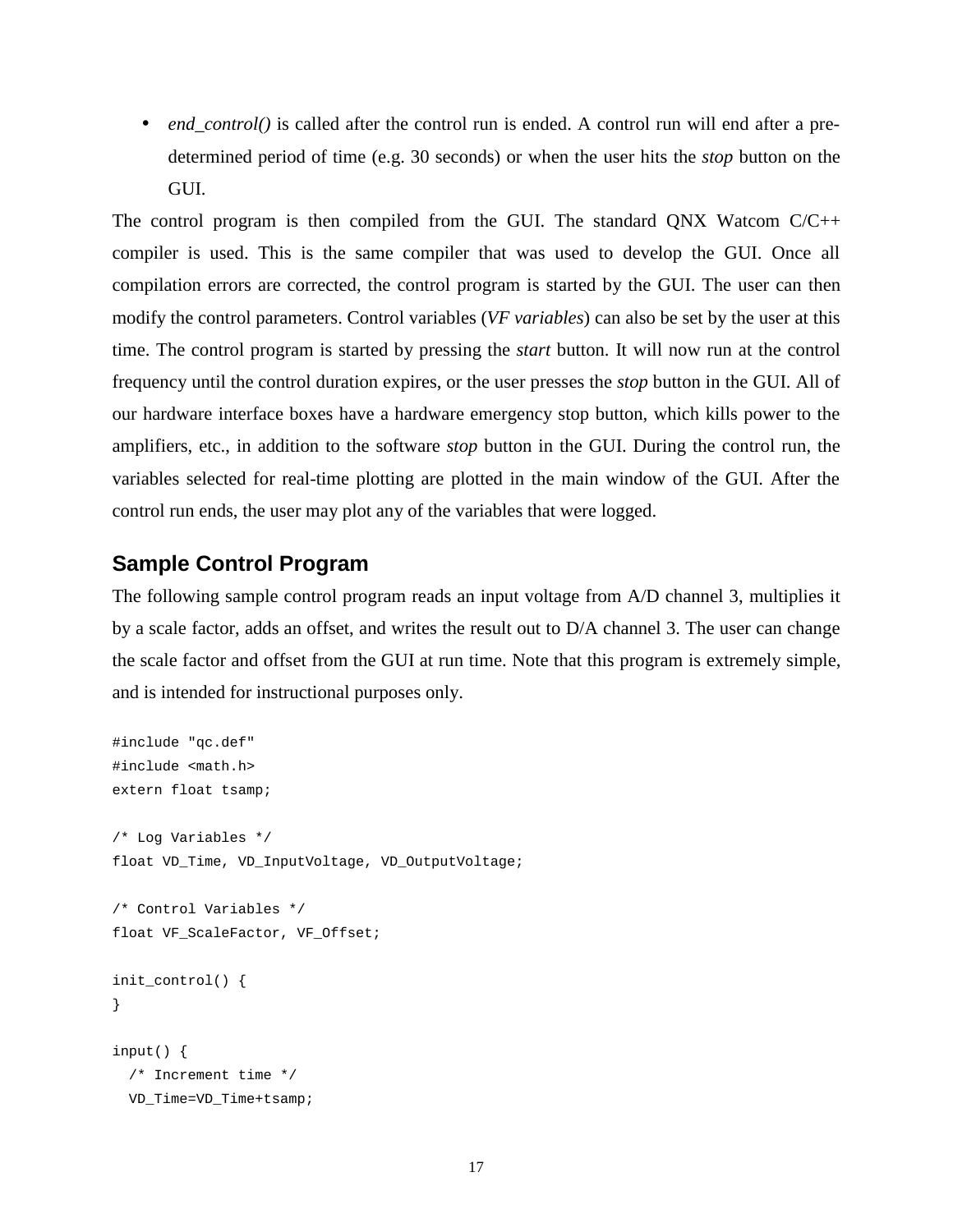- *end_control()* is called after the control run is ended. A control run will end after a pre-determined period of time (e.g. 30 seconds) or when the user hits the *stop* button on the GUI.

The control program is then compiled from the GUI. The standard QNX Watcom C/C++ compiler is used. This is the same compiler that was used to develop the GUI. Once all compilation errors are corrected, the control program is started by the GUI. The user can then modify the control parameters. Control variables (*VF variables*) can also be set by the user at this time. The control program is started by pressing the *start* button. It will now run at the control frequency until the control duration expires, or the user presses the *stop* button in the GUI. All of our hardware interface boxes have a hardware emergency stop button, which kills power to the amplifiers, etc., in addition to the software *stop* button in the GUI. During the control run, the variables selected for real-time plotting are plotted in the main window of the GUI. After the control run ends, the user may plot any of the variables that were logged.

## Sample Control Program

The following sample control program reads an input voltage from A/D channel 3, multiplies it by a scale factor, adds an offset, and writes the result out to D/A channel 3. The user can change the scale factor and offset from the GUI at run time. Note that this program is extremely simple, and is intended for instructional purposes only.

```
#include "qc.def"
#include <math.h>
extern float tsamp;

/* Log Variables */
float VD_Time, VD_InputVoltage, VD_OutputVoltage;

/* Control Variables */
float VF_ScaleFactor, VF_Offset;

init_control() {
}

input() {
  /* Increment time */
  VD_Time=VD_Time+tsamp;
```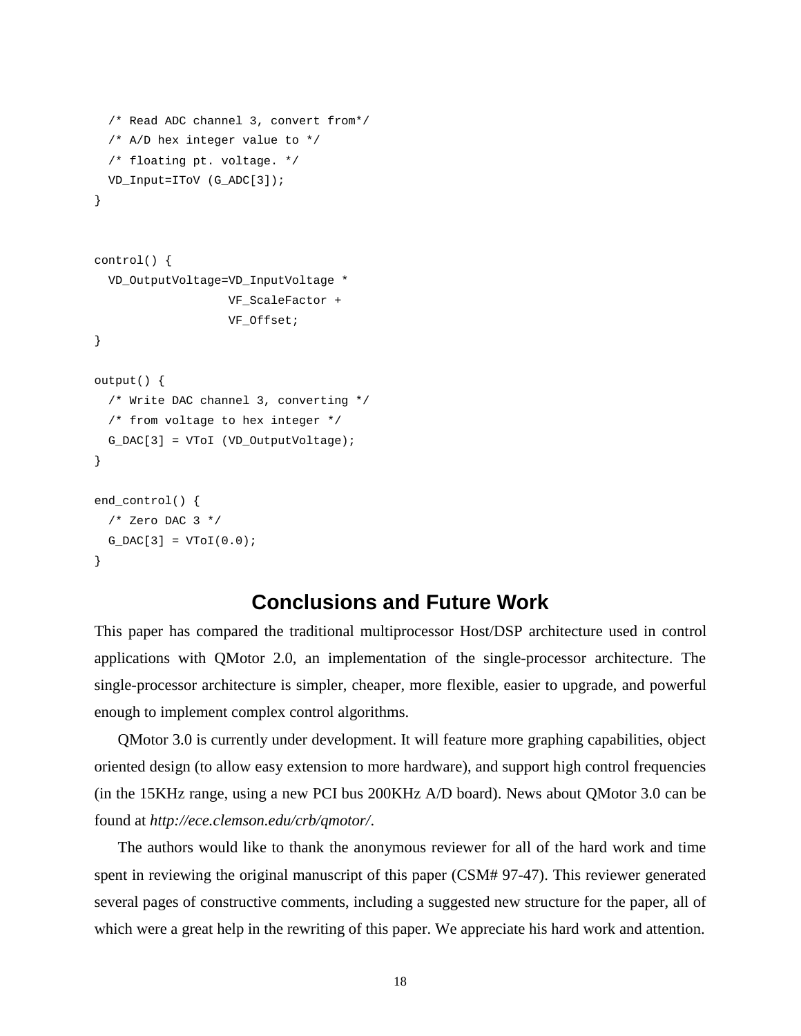```
  /* Read ADC channel 3, convert from*/
  /* A/D hex integer value to */
  /* floating pt. voltage. */
  VD_Input=IToV (G_ADC[3]);
}


control() {
  VD_OutputVoltage=VD_InputVoltage *
                   VF_ScaleFactor +
                   VF_Offset;
}

output() {
  /* Write DAC channel 3, converting */
  /* from voltage to hex integer */
  G_DAC[3] = VToI (VD_OutputVoltage);
}

end_control() {
  /* Zero DAC 3 */
  G_DAC[3] = VToI(0.0);
}
```

## Conclusions and Future Work

This paper has compared the traditional multiprocessor Host/DSP architecture used in control applications with QMotor 2.0, an implementation of the single-processor architecture. The single-processor architecture is simpler, cheaper, more flexible, easier to upgrade, and powerful enough to implement complex control algorithms.

QMotor 3.0 is currently under development. It will feature more graphing capabilities, object oriented design (to allow easy extension to more hardware), and support high control frequencies (in the 15KHz range, using a new PCI bus 200KHz A/D board). News about QMotor 3.0 can be found at *http://ece.clemson.edu/crb/qmotor/*.

The authors would like to thank the anonymous reviewer for all of the hard work and time spent in reviewing the original manuscript of this paper (CSM# 97-47). This reviewer generated several pages of constructive comments, including a suggested new structure for the paper, all of which were a great help in the rewriting of this paper. We appreciate his hard work and attention.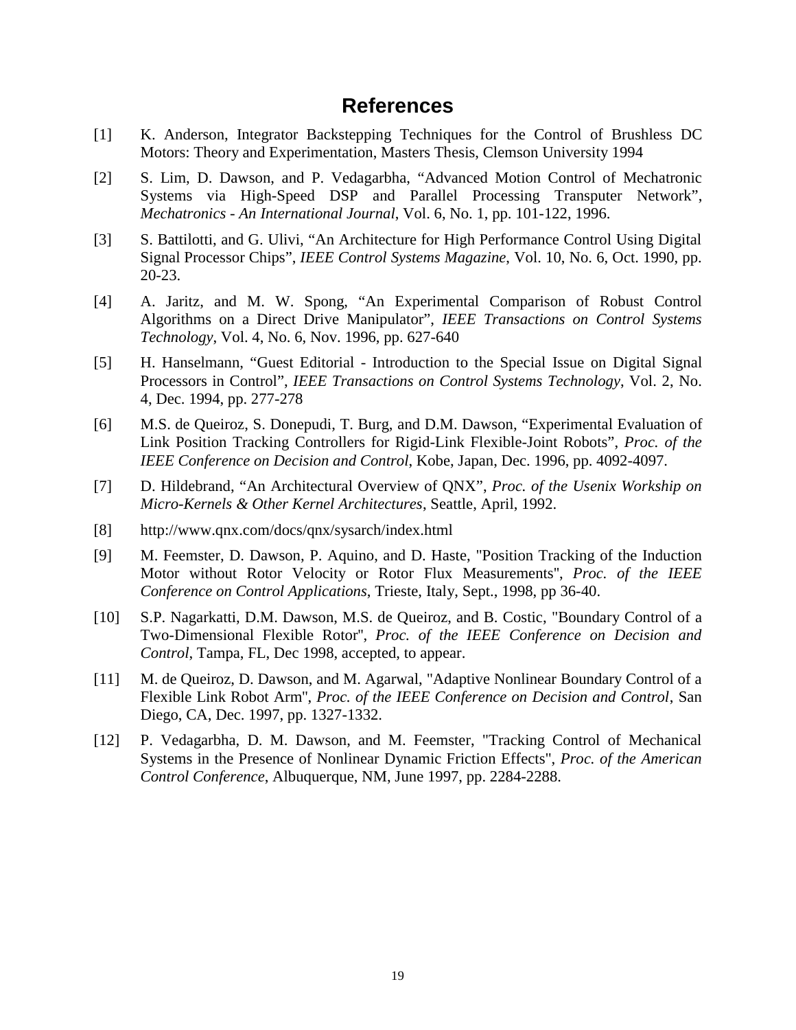# References

[1] K. Anderson, Integrator Backstepping Techniques for the Control of Brushless DC Motors: Theory and Experimentation, Masters Thesis, Clemson University 1994

[2] S. Lim, D. Dawson, and P. Vedagarbha, “Advanced Motion Control of Mechatronic Systems via High-Speed DSP and Parallel Processing Transputer Network”, *Mechatronics - An International Journal*, Vol. 6, No. 1, pp. 101-122, 1996.

[3] S. Battilotti, and G. Ulivi, “An Architecture for High Performance Control Using Digital Signal Processor Chips”, *IEEE Control Systems Magazine*, Vol. 10, No. 6, Oct. 1990, pp. 20-23.

[4] A. Jaritz, and M. W. Spong, “An Experimental Comparison of Robust Control Algorithms on a Direct Drive Manipulator”, *IEEE Transactions on Control Systems Technology*, Vol. 4, No. 6, Nov. 1996, pp. 627-640

[5] H. Hanselmann, “Guest Editorial - Introduction to the Special Issue on Digital Signal Processors in Control”, *IEEE Transactions on Control Systems Technology*, Vol. 2, No. 4, Dec. 1994, pp. 277-278

[6] M.S. de Queiroz, S. Donepudi, T. Burg, and D.M. Dawson, “Experimental Evaluation of Link Position Tracking Controllers for Rigid-Link Flexible-Joint Robots”, *Proc. of the IEEE Conference on Decision and Control*, Kobe, Japan, Dec. 1996, pp. 4092-4097.

[7] D. Hildebrand, “An Architectural Overview of QNX”, *Proc. of the Usenix Workshop on Micro-Kernels & Other Kernel Architectures*, Seattle, April, 1992.

[8] http://www.qnx.com/docs/qnx/sysarch/index.html

[9] M. Feemster, D. Dawson, P. Aquino, and D. Haste, "Position Tracking of the Induction Motor without Rotor Velocity or Rotor Flux Measurements", *Proc. of the IEEE Conference on Control Applications*, Trieste, Italy, Sept., 1998, pp 36-40.

[10] S.P. Nagarkatti, D.M. Dawson, M.S. de Queiroz, and B. Costic, "Boundary Control of a Two-Dimensional Flexible Rotor", *Proc. of the IEEE Conference on Decision and Control*, Tampa, FL, Dec 1998, accepted, to appear.

[11] M. de Queiroz, D. Dawson, and M. Agarwal, "Adaptive Nonlinear Boundary Control of a Flexible Link Robot Arm", *Proc. of the IEEE Conference on Decision and Control*, San Diego, CA, Dec. 1997, pp. 1327-1332.

[12] P. Vedagarbha, D. M. Dawson, and M. Feemster, "Tracking Control of Mechanical Systems in the Presence of Nonlinear Dynamic Friction Effects", *Proc. of the American Control Conference*, Albuquerque, NM, June 1997, pp. 2284-2288.